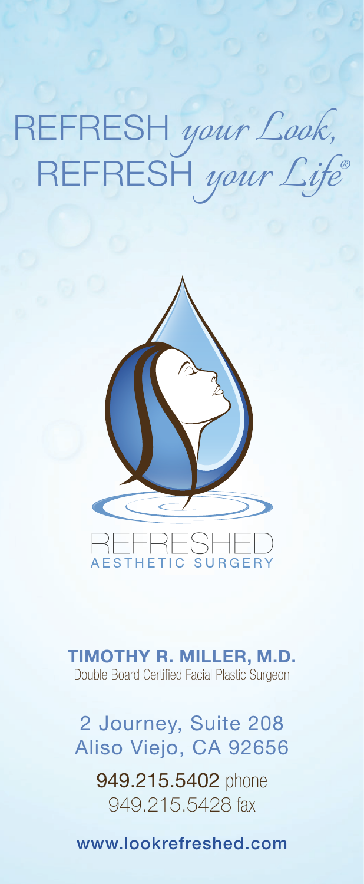# REFRESH *your Look,* REFRESH *your Life®*

REFRESHED
AESTHETIC SURGERY

**TIMOTHY R. MILLER, M.D.**
Double Board Certified Facial Plastic Surgeon

2 Journey, Suite 208
Aliso Viejo, CA 92656

949.215.5402 phone
949.215.5428 fax

www.lookrefreshed.com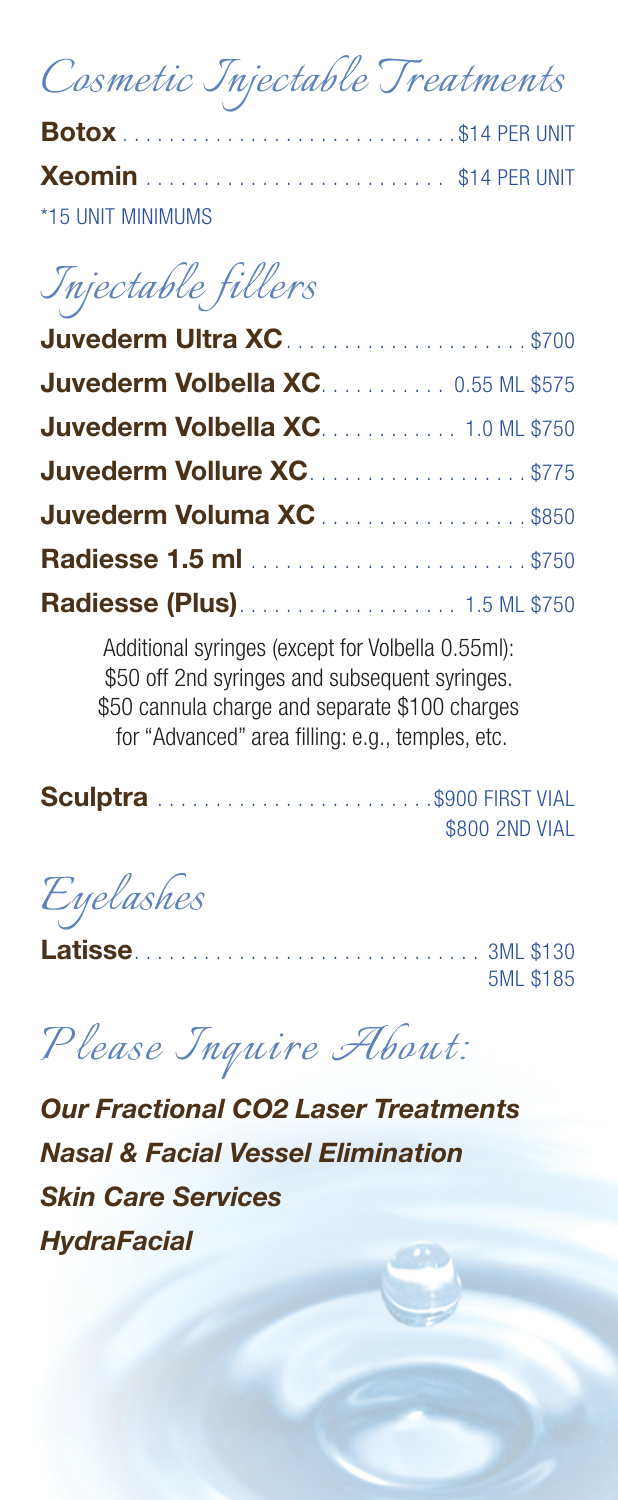# *Cosmetic Injectable Treatments*

**Botox** . . . . . . . . . . . . . . . . . . . . . . . . . . . . . .$14 PER UNIT

**Xeomin** . . . . . . . . . . . . . . . . . . . . . . . . . . $14 PER UNIT

*15 UNIT MINIMUMS

# *Injectable fillers*

**Juvederm Ultra XC**. . . . . . . . . . . . . . . . . . . . . $700

**Juvederm Volbella XC**. . . . . . . . . . . 0.55 ML $575

**Juvederm Volbella XC**. . . . . . . . . . . . 1.0 ML $750

**Juvederm Vollure XC**. . . . . . . . . . . . . . . . . . . $775

**Juvederm Voluma XC** . . . . . . . . . . . . . . . . . . $850

**Radiesse 1.5 ml** . . . . . . . . . . . . . . . . . . . . . . . . $750

**Radiesse (Plus)**. . . . . . . . . . . . . . . . . . . 1.5 ML $750

Additional syringes (except for Volbella 0.55ml):
$50 off 2nd syringes and subsequent syringes.
$50 cannula charge and separate $100 charges
for "Advanced" area filling: e.g., temples, etc.

**Sculptra** . . . . . . . . . . . . . . . . . . . . . . . .$900 FIRST VIAL
$800 2ND VIAL

# *Eyelashes*

**Latisse**. . . . . . . . . . . . . . . . . . . . . . . . . . . . . . 3ML $130
5ML $185

# *Please Inquire About:*

***Our Fractional CO2 Laser Treatments***

***Nasal & Facial Vessel Elimination***

***Skin Care Services***

***HydraFacial***